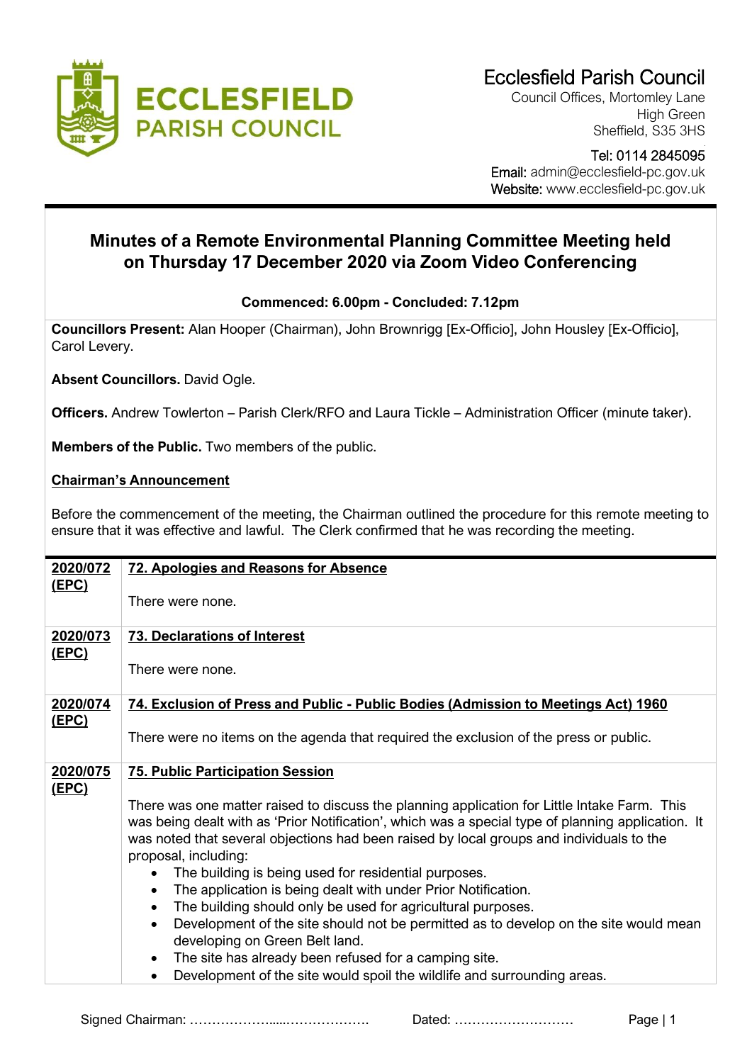# Ecclesfield Parish Council

**ECCLESFIELD PARISH COUNCIL**

Council Offices, Mortomley Lane
High Green
Sheffield, S35 3HS

Tel: 0114 2845095
Email: admin@ecclesfield-pc.gov.uk
Website: www.ecclesfield-pc.gov.uk

## Minutes of a Remote Environmental Planning Committee Meeting held on Thursday 17 December 2020 via Zoom Video Conferencing

**Commenced: 6.00pm - Concluded: 7.12pm**

**Councillors Present:** Alan Hooper (Chairman), John Brownrigg [Ex-Officio], John Housley [Ex-Officio], Carol Levery.

**Absent Councillors.** David Ogle.

**Officers.** Andrew Towlerton – Parish Clerk/RFO and Laura Tickle – Administration Officer (minute taker).

**Members of the Public.** Two members of the public.

**Chairman's Announcement**

Before the commencement of the meeting, the Chairman outlined the procedure for this remote meeting to ensure that it was effective and lawful. The Clerk confirmed that he was recording the meeting.

**2020/072 (EPC)** — **72. Apologies and Reasons for Absence**

There were none.

**2020/073 (EPC)** — **73. Declarations of Interest**

There were none.

**2020/074 (EPC)** — **74. Exclusion of Press and Public - Public Bodies (Admission to Meetings Act) 1960**

There were no items on the agenda that required the exclusion of the press or public.

**2020/075 (EPC)** — **75. Public Participation Session**

There was one matter raised to discuss the planning application for Little Intake Farm. This was being dealt with as 'Prior Notification', which was a special type of planning application. It was noted that several objections had been raised by local groups and individuals to the proposal, including:

- The building is being used for residential purposes.
- The application is being dealt with under Prior Notification.
- The building should only be used for agricultural purposes.
- Development of the site should not be permitted as to develop on the site would mean developing on Green Belt land.
- The site has already been refused for a camping site.
- Development of the site would spoil the wildlife and surrounding areas.

Signed Chairman: ……………….....………………. Dated: ………………………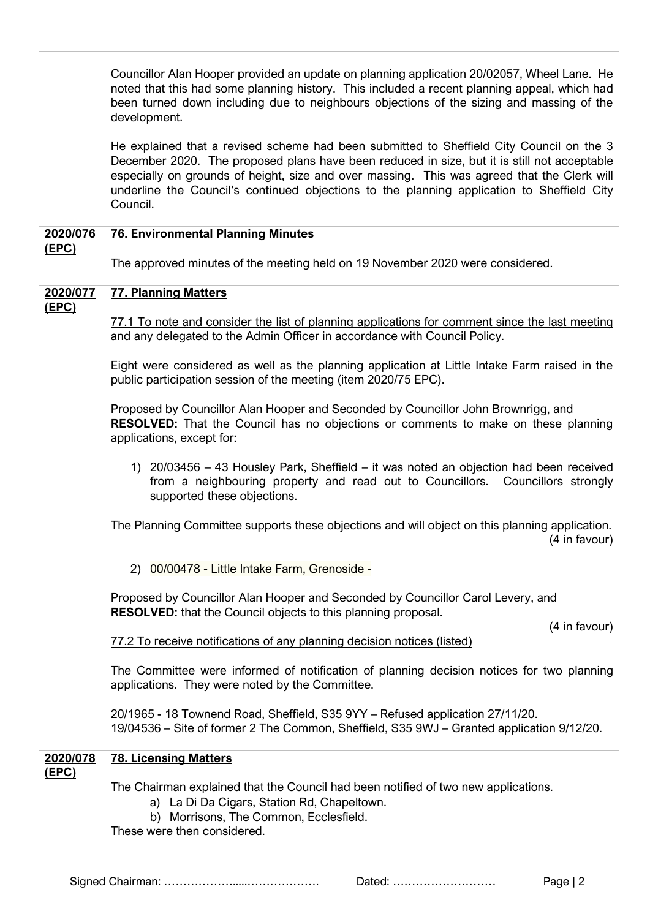| | |
|---|---|
| | Councillor Alan Hooper provided an update on planning application 20/02057, Wheel Lane. He noted that this had some planning history. This included a recent planning appeal, which had been turned down including due to neighbours objections of the sizing and massing of the development.<br><br>He explained that a revised scheme had been submitted to Sheffield City Council on the 3 December 2020. The proposed plans have been reduced in size, but it is still not acceptable especially on grounds of height, size and over massing. This was agreed that the Clerk will underline the Council's continued objections to the planning application to Sheffield City Council. |
| **2020/076 (EPC)** | **76. Environmental Planning Minutes**<br><br>The approved minutes of the meeting held on 19 November 2020 were considered. |
| **2020/077 (EPC)** | **77. Planning Matters**<br><br>77.1 To note and consider the list of planning applications for comment since the last meeting and any delegated to the Admin Officer in accordance with Council Policy.<br><br>Eight were considered as well as the planning application at Little Intake Farm raised in the public participation session of the meeting (item 2020/75 EPC).<br><br>Proposed by Councillor Alan Hooper and Seconded by Councillor John Brownrigg, and **RESOLVED:** That the Council has no objections or comments to make on these planning applications, except for:<br><br>1) 20/03456 – 43 Housley Park, Sheffield – it was noted an objection had been received from a neighbouring property and read out to Councillors. Councillors strongly supported these objections.<br><br>The Planning Committee supports these objections and will object on this planning application. (4 in favour)<br><br>2) 00/00478 - Little Intake Farm, Grenoside -<br><br>Proposed by Councillor Alan Hooper and Seconded by Councillor Carol Levery, and **RESOLVED:** that the Council objects to this planning proposal. (4 in favour)<br><br>77.2 To receive notifications of any planning decision notices (listed)<br><br>The Committee were informed of notification of planning decision notices for two planning applications. They were noted by the Committee.<br><br>20/1965 - 18 Townend Road, Sheffield, S35 9YY – Refused application 27/11/20.<br>19/04536 – Site of former 2 The Common, Sheffield, S35 9WJ – Granted application 9/12/20. |
| **2020/078 (EPC)** | **78. Licensing Matters**<br><br>The Chairman explained that the Council had been notified of two new applications.<br>a) La Di Da Cigars, Station Rd, Chapeltown.<br>b) Morrisons, The Common, Ecclesfield.<br>These were then considered. |

Signed Chairman: ……………….....………………. Dated: ………………………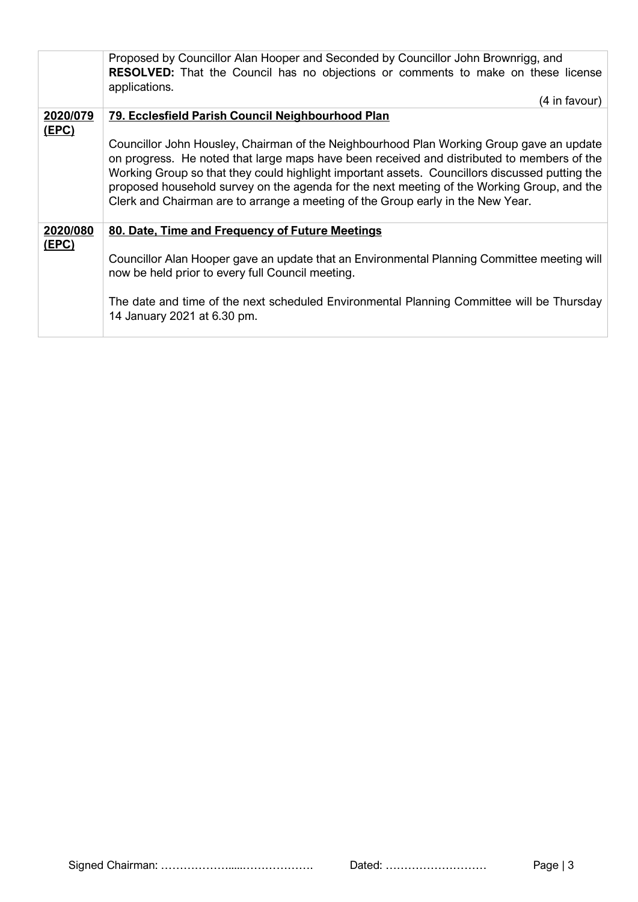| | |
|---|---|
| | Proposed by Councillor Alan Hooper and Seconded by Councillor John Brownrigg, and **RESOLVED:** That the Council has no objections or comments to make on these license applications.<br>(4 in favour) |
| **2020/079 (EPC)** | **79. Ecclesfield Parish Council Neighbourhood Plan**<br><br>Councillor John Housley, Chairman of the Neighbourhood Plan Working Group gave an update on progress. He noted that large maps have been received and distributed to members of the Working Group so that they could highlight important assets. Councillors discussed putting the proposed household survey on the agenda for the next meeting of the Working Group, and the Clerk and Chairman are to arrange a meeting of the Group early in the New Year. |
| **2020/080 (EPC)** | **80. Date, Time and Frequency of Future Meetings**<br><br>Councillor Alan Hooper gave an update that an Environmental Planning Committee meeting will now be held prior to every full Council meeting.<br><br>The date and time of the next scheduled Environmental Planning Committee will be Thursday 14 January 2021 at 6.30 pm. |

Signed Chairman: ……………….....………………. Dated: ………………………